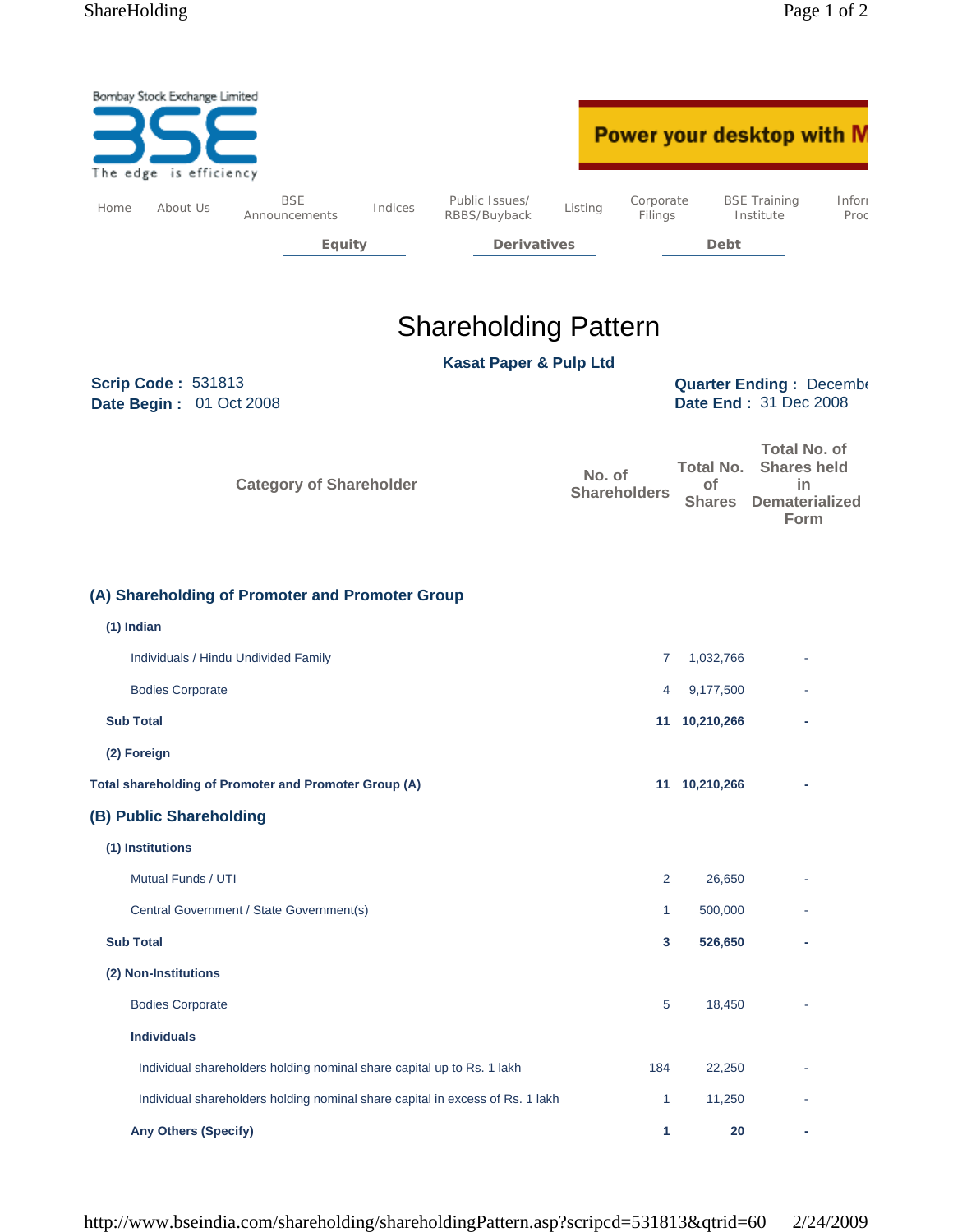Bombay Stock Exchange Limited

BSE The edge is efficiency

Power your desktop with M

Home | About Us | BSE Announcements | Indices | Public Issues/ RBBS/Buyback | Listing | Corporate Filings | BSE Training Institute | Inforr Proc

Equity | Derivatives | Debt

# Shareholding Pattern

**Kasat Paper & Pulp Ltd**

**Scrip Code :** 531813
**Date Begin :** 01 Oct 2008

**Quarter Ending :** Decembe
**Date End :** 31 Dec 2008

| Category of Shareholder | No. of Shareholders | Total No. of Shares | Total No. of Shares held in Dematerialized Form |
|---|---|---|---|
| **(A) Shareholding of Promoter and Promoter Group** | | | |
| **(1) Indian** | | | |
| Individuals / Hindu Undivided Family | 7 | 1,032,766 | - |
| Bodies Corporate | 4 | 9,177,500 | - |
| **Sub Total** | **11** | **10,210,266** | **-** |
| **(2) Foreign** | | | |
| **Total shareholding of Promoter and Promoter Group (A)** | **11** | **10,210,266** | **-** |
| **(B) Public Shareholding** | | | |
| **(1) Institutions** | | | |
| Mutual Funds / UTI | 2 | 26,650 | - |
| Central Government / State Government(s) | 1 | 500,000 | - |
| **Sub Total** | **3** | **526,650** | **-** |
| **(2) Non-Institutions** | | | |
| Bodies Corporate | 5 | 18,450 | - |
| **Individuals** | | | |
| Individual shareholders holding nominal share capital up to Rs. 1 lakh | 184 | 22,250 | - |
| Individual shareholders holding nominal share capital in excess of Rs. 1 lakh | 1 | 11,250 | - |
| **Any Others (Specify)** | **1** | **20** | **-** |

http://www.bseindia.com/shareholding/shareholdingPattern.asp?scripcd=531813&qtrid=60 2/24/2009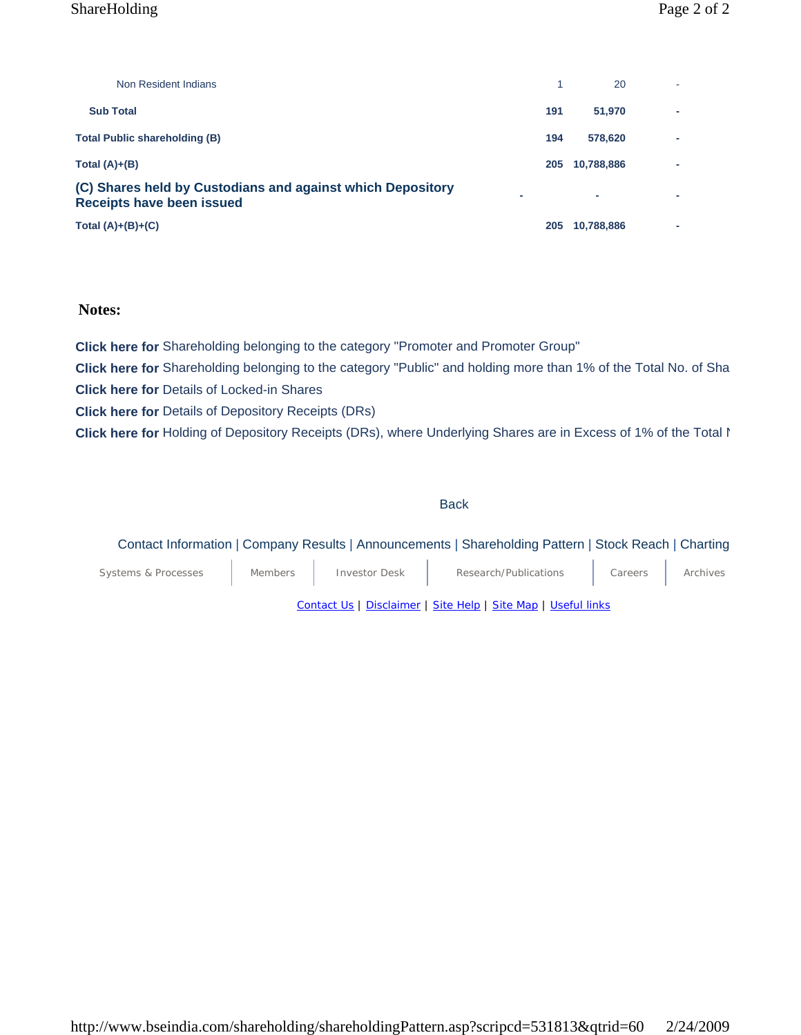| | | | |
|---|---|---|---|
| Non Resident Indians | 1 | 20 | - |
| **Sub Total** | **191** | **51,970** | **-** |
| **Total Public shareholding (B)** | **194** | **578,620** | **-** |
| **Total (A)+(B)** | **205** | **10,788,886** | **-** |
| **(C) Shares held by Custodians and against which Depository Receipts have been issued** | **-** | **-** | **-** |
| **Total (A)+(B)+(C)** | **205** | **10,788,886** | **-** |

## Notes:

**Click here for** Shareholding belonging to the category "Promoter and Promoter Group"

**Click here for** Shareholding belonging to the category "Public" and holding more than 1% of the Total No. of Sha

**Click here for** Details of Locked-in Shares

**Click here for** Details of Depository Receipts (DRs)

**Click here for** Holding of Depository Receipts (DRs), where Underlying Shares are in Excess of 1% of the Total N

Back

Contact Information | Company Results | Announcements | Shareholding Pattern | Stock Reach | Charting

Systems & Processes | Members | Investor Desk | Research/Publications | Careers | Archives

Contact Us | Disclaimer | Site Help | Site Map | Useful links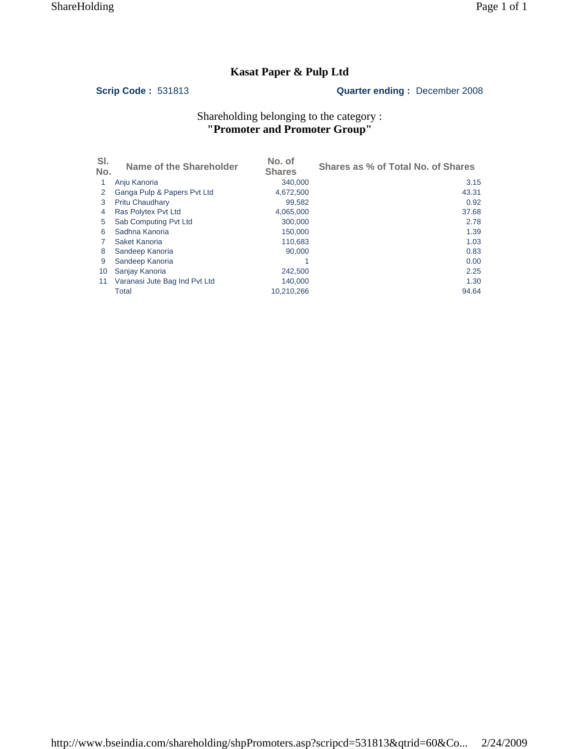# Kasat Paper & Pulp Ltd

**Scrip Code :** 531813 **Quarter ending :** December 2008

Shareholding belonging to the category :
**"Promoter and Promoter Group"**

| Sl. No. | Name of the Shareholder | No. of Shares | Shares as % of Total No. of Shares |
|---|---|---|---|
| 1 | Anju Kanoria | 340,000 | 3.15 |
| 2 | Ganga Pulp & Papers Pvt Ltd | 4,672,500 | 43.31 |
| 3 | Pritu Chaudhary | 99,582 | 0.92 |
| 4 | Ras Polytex Pvt Ltd | 4,065,000 | 37.68 |
| 5 | Sab Computing Pvt Ltd | 300,000 | 2.78 |
| 6 | Sadhna Kanoria | 150,000 | 1.39 |
| 7 | Saket Kanoria | 110,683 | 1.03 |
| 8 | Sandeep Kanoria | 90,000 | 0.83 |
| 9 | Sandeep Kanoria | 1 | 0.00 |
| 10 | Sanjay Kanoria | 242,500 | 2.25 |
| 11 | Varanasi Jute Bag Ind Pvt Ltd | 140,000 | 1.30 |
| | Total | 10,210,266 | 94.64 |